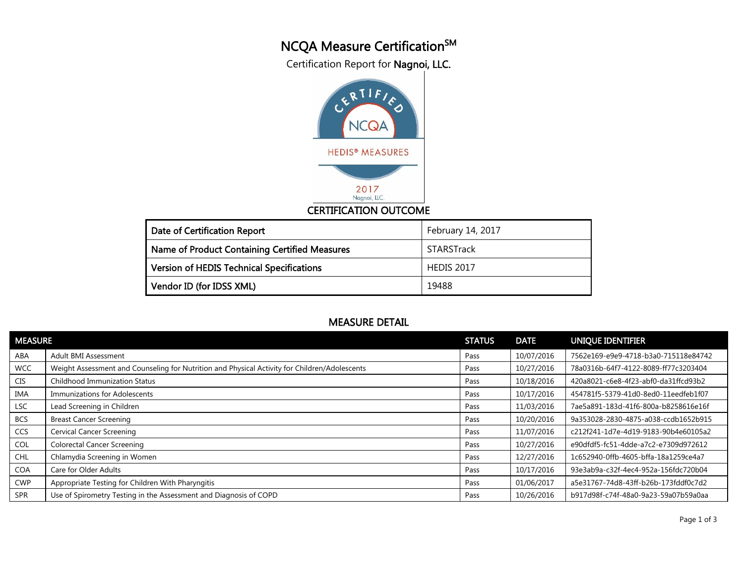# NCQA Measure Certification℠

Certification Report for **Nagnoi, LLC.**

## CERTIFICATION OUTCOME

| | |
|---|---|
| Date of Certification Report | February 14, 2017 |
| Name of Product Containing Certified Measures | STARSTrack |
| Version of HEDIS Technical Specifications | HEDIS 2017 |
| Vendor ID (for IDSS XML) | 19488 |

## MEASURE DETAIL

| MEASURE | | STATUS | DATE | UNIQUE IDENTIFIER |
|---|---|---|---|---|
| ABA | Adult BMI Assessment | Pass | 10/07/2016 | 7562e169-e9e9-4718-b3a0-715118e84742 |
| WCC | Weight Assessment and Counseling for Nutrition and Physical Activity for Children/Adolescents | Pass | 10/27/2016 | 78a0316b-64f7-4122-8089-ff77c3203404 |
| CIS | Childhood Immunization Status | Pass | 10/18/2016 | 420a8021-c6e8-4f23-abf0-da31ffcd93b2 |
| IMA | Immunizations for Adolescents | Pass | 10/17/2016 | 454781f5-5379-41d0-8ed0-11eedfeb1f07 |
| LSC | Lead Screening in Children | Pass | 11/03/2016 | 7ae5a891-183d-41f6-800a-b8258616e16f |
| BCS | Breast Cancer Screening | Pass | 10/20/2016 | 9a353028-2830-4875-a038-ccdb1652b915 |
| CCS | Cervical Cancer Screening | Pass | 11/07/2016 | c212f241-1d7e-4d19-9183-90b4e60105a2 |
| COL | Colorectal Cancer Screening | Pass | 10/27/2016 | e90dfdf5-fc51-4dde-a7c2-e7309d972612 |
| CHL | Chlamydia Screening in Women | Pass | 12/27/2016 | 1c652940-0ffb-4605-bffa-18a1259ce4a7 |
| COA | Care for Older Adults | Pass | 10/17/2016 | 93e3ab9a-c32f-4ec4-952a-156fdc720b04 |
| CWP | Appropriate Testing for Children With Pharyngitis | Pass | 01/06/2017 | a5e31767-74d8-43ff-b26b-173fddf0c7d2 |
| SPR | Use of Spirometry Testing in the Assessment and Diagnosis of COPD | Pass | 10/26/2016 | b917d98f-c74f-48a0-9a23-59a07b59a0aa |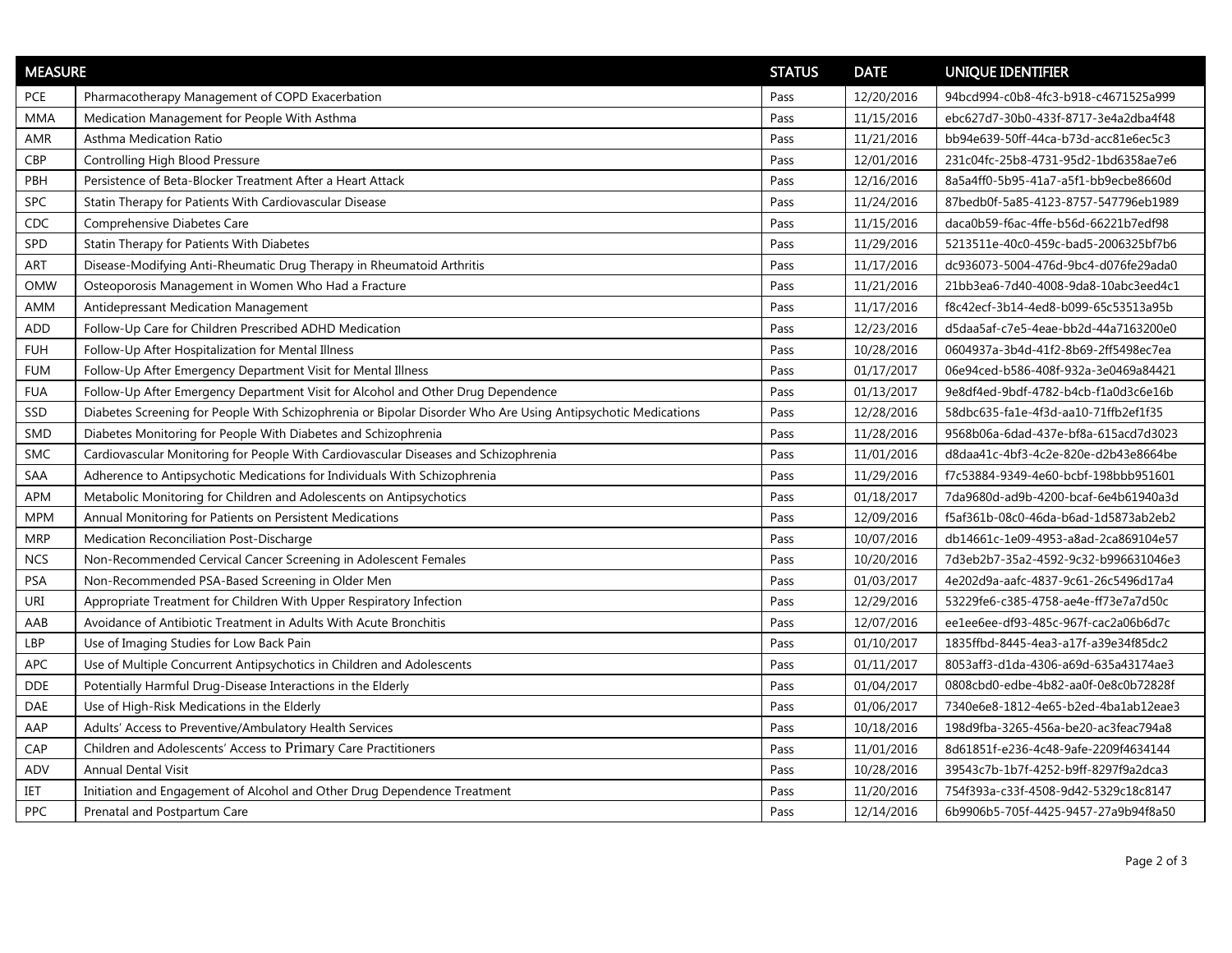| MEASURE | | STATUS | DATE | UNIQUE IDENTIFIER |
|---|---|---|---|---|
| PCE | Pharmacotherapy Management of COPD Exacerbation | Pass | 12/20/2016 | 94bcd994-c0b8-4fc3-b918-c4671525a999 |
| MMA | Medication Management for People With Asthma | Pass | 11/15/2016 | ebc627d7-30b0-433f-8717-3e4a2dba4f48 |
| AMR | Asthma Medication Ratio | Pass | 11/21/2016 | bb94e639-50ff-44ca-b73d-acc81e6ec5c3 |
| CBP | Controlling High Blood Pressure | Pass | 12/01/2016 | 231c04fc-25b8-4731-95d2-1bd6358ae7e6 |
| PBH | Persistence of Beta-Blocker Treatment After a Heart Attack | Pass | 12/16/2016 | 8a5a4ff0-5b95-41a7-a5f1-bb9ecbe8660d |
| SPC | Statin Therapy for Patients With Cardiovascular Disease | Pass | 11/24/2016 | 87bedb0f-5a85-4123-8757-547796eb1989 |
| CDC | Comprehensive Diabetes Care | Pass | 11/15/2016 | daca0b59-f6ac-4ffe-b56d-66221b7edf98 |
| SPD | Statin Therapy for Patients With Diabetes | Pass | 11/29/2016 | 5213511e-40c0-459c-bad5-2006325bf7b6 |
| ART | Disease-Modifying Anti-Rheumatic Drug Therapy in Rheumatoid Arthritis | Pass | 11/17/2016 | dc936073-5004-476d-9bc4-d076fe29ada0 |
| OMW | Osteoporosis Management in Women Who Had a Fracture | Pass | 11/21/2016 | 21bb3ea6-7d40-4008-9da8-10abc3eed4c1 |
| AMM | Antidepressant Medication Management | Pass | 11/17/2016 | f8c42ecf-3b14-4ed8-b099-65c53513a95b |
| ADD | Follow-Up Care for Children Prescribed ADHD Medication | Pass | 12/23/2016 | d5daa5af-c7e5-4eae-bb2d-44a7163200e0 |
| FUH | Follow-Up After Hospitalization for Mental Illness | Pass | 10/28/2016 | 0604937a-3b4d-41f2-8b69-2ff5498ec7ea |
| FUM | Follow-Up After Emergency Department Visit for Mental Illness | Pass | 01/17/2017 | 06e94ced-b586-408f-932a-3e0469a84421 |
| FUA | Follow-Up After Emergency Department Visit for Alcohol and Other Drug Dependence | Pass | 01/13/2017 | 9e8df4ed-9bdf-4782-b4cb-f1a0d3c6e16b |
| SSD | Diabetes Screening for People With Schizophrenia or Bipolar Disorder Who Are Using Antipsychotic Medications | Pass | 12/28/2016 | 58dbc635-fa1e-4f3d-aa10-71ffb2ef1f35 |
| SMD | Diabetes Monitoring for People With Diabetes and Schizophrenia | Pass | 11/28/2016 | 9568b06a-6dad-437e-bf8a-615acd7d3023 |
| SMC | Cardiovascular Monitoring for People With Cardiovascular Diseases and Schizophrenia | Pass | 11/01/2016 | d8daa41c-4bf3-4c2e-820e-d2b43e8664be |
| SAA | Adherence to Antipsychotic Medications for Individuals With Schizophrenia | Pass | 11/29/2016 | f7c53884-9349-4e60-bcbf-198bbb951601 |
| APM | Metabolic Monitoring for Children and Adolescents on Antipsychotics | Pass | 01/18/2017 | 7da9680d-ad9b-4200-bcaf-6e4b61940a3d |
| MPM | Annual Monitoring for Patients on Persistent Medications | Pass | 12/09/2016 | f5af361b-08c0-46da-b6ad-1d5873ab2eb2 |
| MRP | Medication Reconciliation Post-Discharge | Pass | 10/07/2016 | db14661c-1e09-4953-a8ad-2ca869104e57 |
| NCS | Non-Recommended Cervical Cancer Screening in Adolescent Females | Pass | 10/20/2016 | 7d3eb2b7-35a2-4592-9c32-b996631046e3 |
| PSA | Non-Recommended PSA-Based Screening in Older Men | Pass | 01/03/2017 | 4e202d9a-aafc-4837-9c61-26c5496d17a4 |
| URI | Appropriate Treatment for Children With Upper Respiratory Infection | Pass | 12/29/2016 | 53229fe6-c385-4758-ae4e-ff73e7a7d50c |
| AAB | Avoidance of Antibiotic Treatment in Adults With Acute Bronchitis | Pass | 12/07/2016 | ee1ee6ee-df93-485c-967f-cac2a06b6d7c |
| LBP | Use of Imaging Studies for Low Back Pain | Pass | 01/10/2017 | 1835ffbd-8445-4ea3-a17f-a39e34f85dc2 |
| APC | Use of Multiple Concurrent Antipsychotics in Children and Adolescents | Pass | 01/11/2017 | 8053aff3-d1da-4306-a69d-635a43174ae3 |
| DDE | Potentially Harmful Drug-Disease Interactions in the Elderly | Pass | 01/04/2017 | 0808cbd0-edbe-4b82-aa0f-0e8c0b72828f |
| DAE | Use of High-Risk Medications in the Elderly | Pass | 01/06/2017 | 7340e6e8-1812-4e65-b2ed-4ba1ab12eae3 |
| AAP | Adults' Access to Preventive/Ambulatory Health Services | Pass | 10/18/2016 | 198d9fba-3265-456a-be20-ac3feac794a8 |
| CAP | Children and Adolescents' Access to Primary Care Practitioners | Pass | 11/01/2016 | 8d61851f-e236-4c48-9afe-2209f4634144 |
| ADV | Annual Dental Visit | Pass | 10/28/2016 | 39543c7b-1b7f-4252-b9ff-8297f9a2dca3 |
| IET | Initiation and Engagement of Alcohol and Other Drug Dependence Treatment | Pass | 11/20/2016 | 754f393a-c33f-4508-9d42-5329c18c8147 |
| PPC | Prenatal and Postpartum Care | Pass | 12/14/2016 | 6b9906b5-705f-4425-9457-27a9b94f8a50 |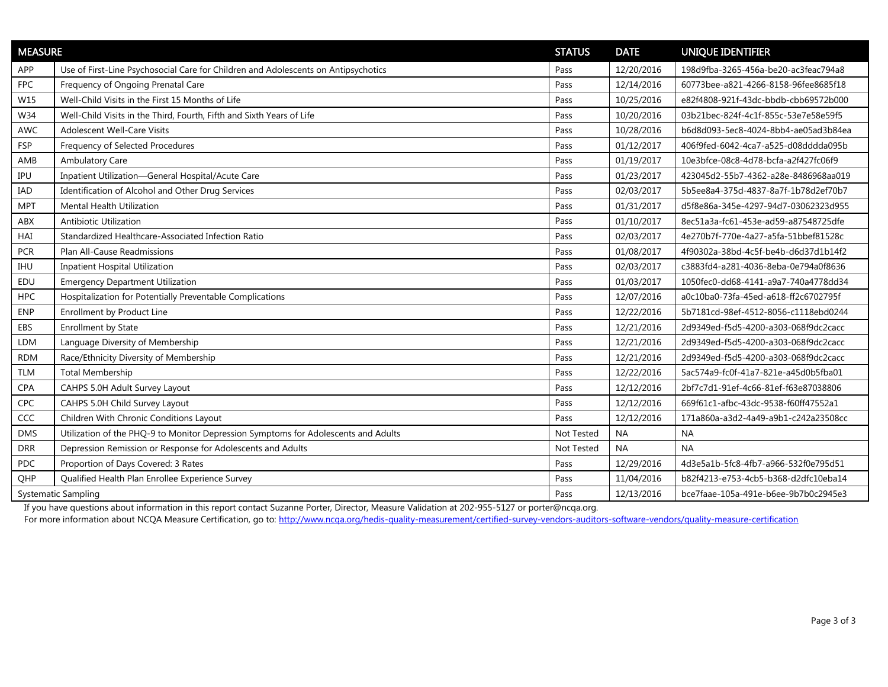| MEASURE | | STATUS | DATE | UNIQUE IDENTIFIER |
|---|---|---|---|---|
| APP | Use of First-Line Psychosocial Care for Children and Adolescents on Antipsychotics | Pass | 12/20/2016 | 198d9fba-3265-456a-be20-ac3feac794a8 |
| FPC | Frequency of Ongoing Prenatal Care | Pass | 12/14/2016 | 60773bee-a821-4266-8158-96fee8685f18 |
| W15 | Well-Child Visits in the First 15 Months of Life | Pass | 10/25/2016 | e82f4808-921f-43dc-bbdb-cbb69572b000 |
| W34 | Well-Child Visits in the Third, Fourth, Fifth and Sixth Years of Life | Pass | 10/20/2016 | 03b21bec-824f-4c1f-855c-53e7e58e59f5 |
| AWC | Adolescent Well-Care Visits | Pass | 10/28/2016 | b6d8d093-5ec8-4024-8bb4-ae05ad3b84ea |
| FSP | Frequency of Selected Procedures | Pass | 01/12/2017 | 406f9fed-6042-4ca7-a525-d08dddda095b |
| AMB | Ambulatory Care | Pass | 01/19/2017 | 10e3bfce-08c8-4d78-bcfa-a2f427fc06f9 |
| IPU | Inpatient Utilization—General Hospital/Acute Care | Pass | 01/23/2017 | 423045d2-55b7-4362-a28e-8486968aa019 |
| IAD | Identification of Alcohol and Other Drug Services | Pass | 02/03/2017 | 5b5ee8a4-375d-4837-8a7f-1b78d2ef70b7 |
| MPT | Mental Health Utilization | Pass | 01/31/2017 | d5f8e86a-345e-4297-94d7-03062323d955 |
| ABX | Antibiotic Utilization | Pass | 01/10/2017 | 8ec51a3a-fc61-453e-ad59-a87548725dfe |
| HAI | Standardized Healthcare-Associated Infection Ratio | Pass | 02/03/2017 | 4e270b7f-770e-4a27-a5fa-51bbef81528c |
| PCR | Plan All-Cause Readmissions | Pass | 01/08/2017 | 4f90302a-38bd-4c5f-be4b-d6d37d1b14f2 |
| IHU | Inpatient Hospital Utilization | Pass | 02/03/2017 | c3883fd4-a281-4036-8eba-0e794a0f8636 |
| EDU | Emergency Department Utilization | Pass | 01/03/2017 | 1050fec0-dd68-4141-a9a7-740a4778dd34 |
| HPC | Hospitalization for Potentially Preventable Complications | Pass | 12/07/2016 | a0c10ba0-73fa-45ed-a618-ff2c6702795f |
| ENP | Enrollment by Product Line | Pass | 12/22/2016 | 5b7181cd-98ef-4512-8056-c1118ebd0244 |
| EBS | Enrollment by State | Pass | 12/21/2016 | 2d9349ed-f5d5-4200-a303-068f9dc2cacc |
| LDM | Language Diversity of Membership | Pass | 12/21/2016 | 2d9349ed-f5d5-4200-a303-068f9dc2cacc |
| RDM | Race/Ethnicity Diversity of Membership | Pass | 12/21/2016 | 2d9349ed-f5d5-4200-a303-068f9dc2cacc |
| TLM | Total Membership | Pass | 12/22/2016 | 5ac574a9-fc0f-41a7-821e-a45d0b5fba01 |
| CPA | CAHPS 5.0H Adult Survey Layout | Pass | 12/12/2016 | 2bf7c7d1-91ef-4c66-81ef-f63e87038806 |
| CPC | CAHPS 5.0H Child Survey Layout | Pass | 12/12/2016 | 669f61c1-afbc-43dc-9538-f60ff47552a1 |
| CCC | Children With Chronic Conditions Layout | Pass | 12/12/2016 | 171a860a-a3d2-4a49-a9b1-c242a23508cc |
| DMS | Utilization of the PHQ-9 to Monitor Depression Symptoms for Adolescents and Adults | Not Tested | NA | NA |
| DRR | Depression Remission or Response for Adolescents and Adults | Not Tested | NA | NA |
| PDC | Proportion of Days Covered: 3 Rates | Pass | 12/29/2016 | 4d3e5a1b-5fc8-4fb7-a966-532f0e795d51 |
| QHP | Qualified Health Plan Enrollee Experience Survey | Pass | 11/04/2016 | b82f4213-e753-4cb5-b368-d2dfc10eba14 |
| Systematic Sampling | | Pass | 12/13/2016 | bce7faae-105a-491e-b6ee-9b7b0c2945e3 |

If you have questions about information in this report contact Suzanne Porter, Director, Measure Validation at 202-955-5127 or porter@ncqa.org.

For more information about NCQA Measure Certification, go to: http://www.ncqa.org/hedis-quality-measurement/certified-survey-vendors-auditors-software-vendors/quality-measure-certification